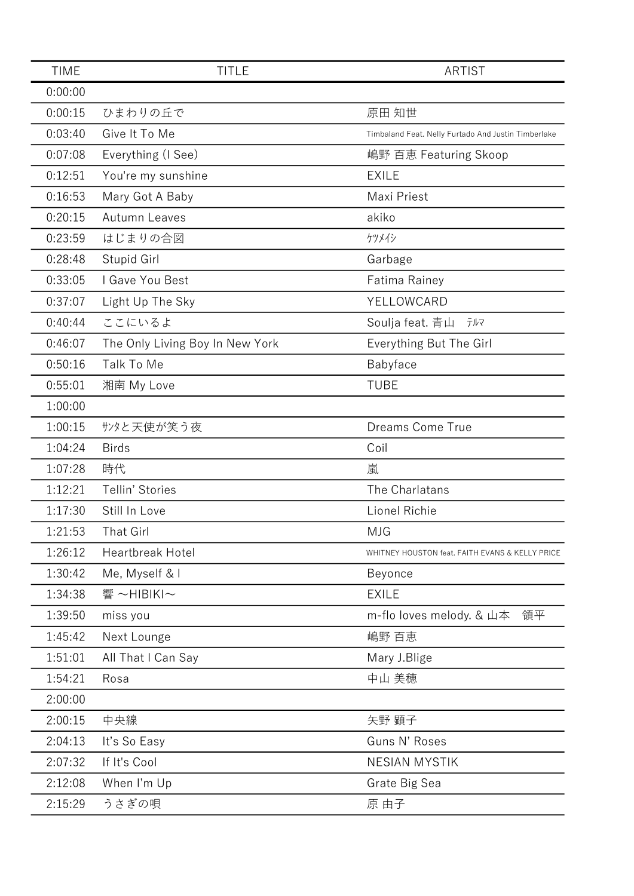| TIME | TITLE | ARTIST |
| --- | --- | --- |
| 0:00:00 | | |
| 0:00:15 | ひまわりの丘で | 原田 知世 |
| 0:03:40 | Give It To Me | Timbaland Feat. Nelly Furtado And Justin Timberlake |
| 0:07:08 | Everything (I See) | 嶋野 百恵 Featuring Skoop |
| 0:12:51 | You're my sunshine | EXILE |
| 0:16:53 | Mary Got A Baby | Maxi Priest |
| 0:20:15 | Autumn Leaves | akiko |
| 0:23:59 | はじまりの合図 | ｹﾂﾒｲｼ |
| 0:28:48 | Stupid Girl | Garbage |
| 0:33:05 | I Gave You Best | Fatima Rainey |
| 0:37:07 | Light Up The Sky | YELLOWCARD |
| 0:40:44 | ここにいるよ | Soulja feat. 青山　ﾃﾙﾏ |
| 0:46:07 | The Only Living Boy In New York | Everything But The Girl |
| 0:50:16 | Talk To Me | Babyface |
| 0:55:01 | 湘南 My Love | TUBE |
| 1:00:00 | | |
| 1:00:15 | ｻﾝﾀと天使が笑う夜 | Dreams Come True |
| 1:04:24 | Birds | Coil |
| 1:07:28 | 時代 | 嵐 |
| 1:12:21 | Tellin' Stories | The Charlatans |
| 1:17:30 | Still In Love | Lionel Richie |
| 1:21:53 | That Girl | MJG |
| 1:26:12 | Heartbreak Hotel | WHITNEY HOUSTON feat. FAITH EVANS & KELLY PRICE |
| 1:30:42 | Me, Myself & I | Beyonce |
| 1:34:38 | 響 ～HIBIKI～ | EXILE |
| 1:39:50 | miss you | m-flo loves melody. & 山本　領平 |
| 1:45:42 | Next Lounge | 嶋野 百恵 |
| 1:51:01 | All That I Can Say | Mary J.Blige |
| 1:54:21 | Rosa | 中山 美穂 |
| 2:00:00 | | |
| 2:00:15 | 中央線 | 矢野 顕子 |
| 2:04:13 | It's So Easy | Guns N' Roses |
| 2:07:32 | If It's Cool | NESIAN MYSTIK |
| 2:12:08 | When I'm Up | Grate Big Sea |
| 2:15:29 | うさぎの唄 | 原 由子 |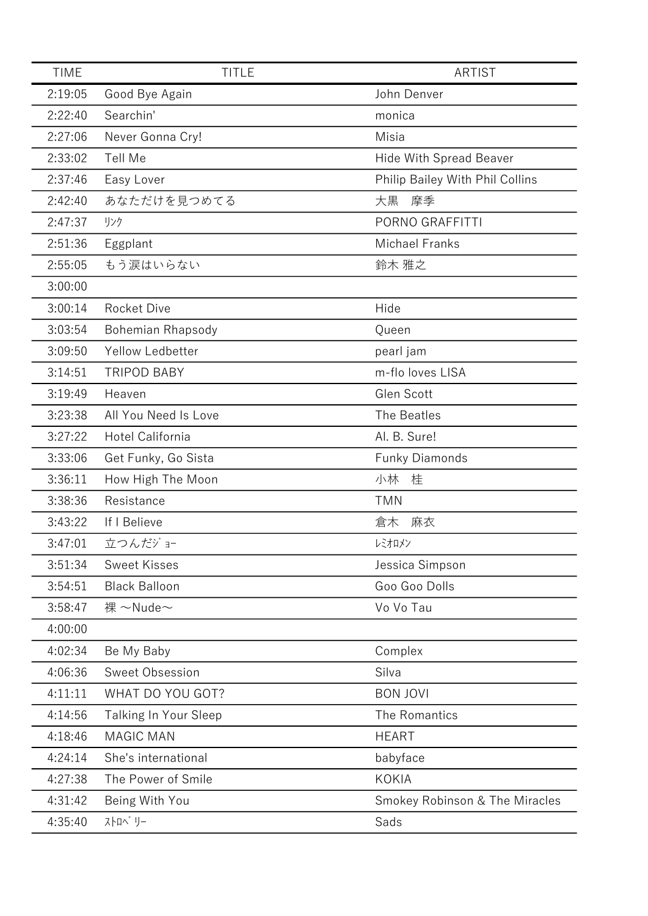| TIME | TITLE | ARTIST |
| --- | --- | --- |
| 2:19:05 | Good Bye Again | John Denver |
| 2:22:40 | Searchin' | monica |
| 2:27:06 | Never Gonna Cry! | Misia |
| 2:33:02 | Tell Me | Hide With Spread Beaver |
| 2:37:46 | Easy Lover | Philip Bailey With Phil Collins |
| 2:42:40 | あなただけを見つめてる | 大黒　摩季 |
| 2:47:37 | ﾘﾝｸ | PORNO GRAFFITTI |
| 2:51:36 | Eggplant | Michael Franks |
| 2:55:05 | もう涙はいらない | 鈴木 雅之 |
| 3:00:00 | | |
| 3:00:14 | Rocket Dive | Hide |
| 3:03:54 | Bohemian Rhapsody | Queen |
| 3:09:50 | Yellow Ledbetter | pearl jam |
| 3:14:51 | TRIPOD BABY | m-flo loves LISA |
| 3:19:49 | Heaven | Glen Scott |
| 3:23:38 | All You Need Is Love | The Beatles |
| 3:27:22 | Hotel California | Al. B. Sure! |
| 3:33:06 | Get Funky, Go Sista | Funky Diamonds |
| 3:36:11 | How High The Moon | 小林　桂 |
| 3:38:36 | Resistance | TMN |
| 3:43:22 | If I Believe | 倉木　麻衣 |
| 3:47:01 | 立つんだｼﾞｮｰ | ﾚﾐｵﾛﾒﾝ |
| 3:51:34 | Sweet Kisses | Jessica Simpson |
| 3:54:51 | Black Balloon | Goo Goo Dolls |
| 3:58:47 | 裸 ～Nude～ | Vo Vo Tau |
| 4:00:00 | | |
| 4:02:34 | Be My Baby | Complex |
| 4:06:36 | Sweet Obsession | Silva |
| 4:11:11 | WHAT DO YOU GOT? | BON JOVI |
| 4:14:56 | Talking In Your Sleep | The Romantics |
| 4:18:46 | MAGIC MAN | HEART |
| 4:24:14 | She's international | babyface |
| 4:27:38 | The Power of Smile | KOKIA |
| 4:31:42 | Being With You | Smokey Robinson & The Miracles |
| 4:35:40 | ｽﾄﾛﾍﾞﾘｰ | Sads |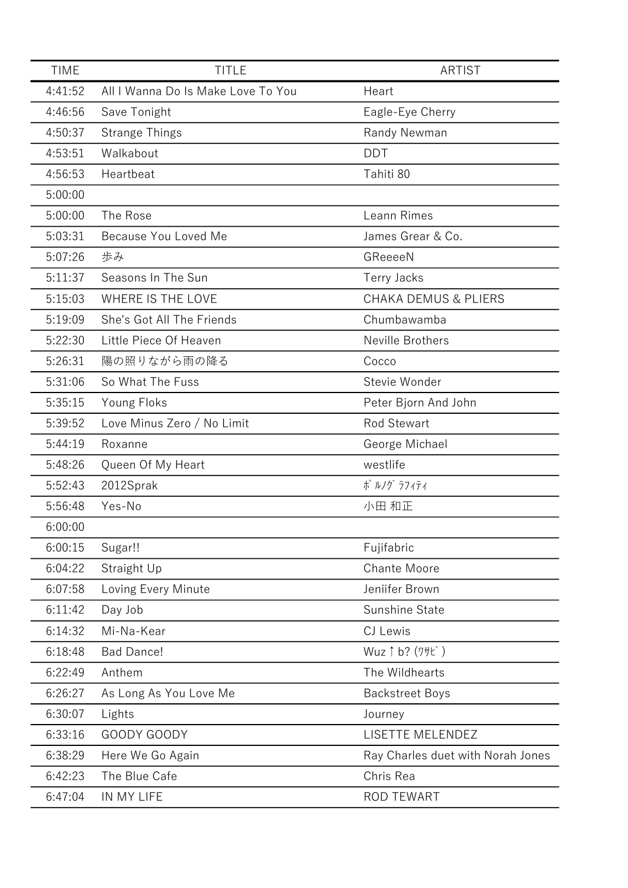| TIME | TITLE | ARTIST |
|---|---|---|
| 4:41:52 | All I Wanna Do Is Make Love To You | Heart |
| 4:46:56 | Save Tonight | Eagle-Eye Cherry |
| 4:50:37 | Strange Things | Randy Newman |
| 4:53:51 | Walkabout | DDT |
| 4:56:53 | Heartbeat | Tahiti 80 |
| 5:00:00 | | |
| 5:00:00 | The Rose | Leann Rimes |
| 5:03:31 | Because You Loved Me | James Grear & Co. |
| 5:07:26 | 歩み | GReeeeN |
| 5:11:37 | Seasons In The Sun | Terry Jacks |
| 5:15:03 | WHERE IS THE LOVE | CHAKA DEMUS & PLIERS |
| 5:19:09 | She's Got All The Friends | Chumbawamba |
| 5:22:30 | Little Piece Of Heaven | Neville Brothers |
| 5:26:31 | 陽の照りながら雨の降る | Cocco |
| 5:31:06 | So What The Fuss | Stevie Wonder |
| 5:35:15 | Young Floks | Peter Bjorn And John |
| 5:39:52 | Love Minus Zero / No Limit | Rod Stewart |
| 5:44:19 | Roxanne | George Michael |
| 5:48:26 | Queen Of My Heart | westlife |
| 5:52:43 | 2012Sprak | ﾎﾟﾙﾉｸﾞﾗﾌｨﾃｨ |
| 5:56:48 | Yes-No | 小田 和正 |
| 6:00:00 | | |
| 6:00:15 | Sugar!! | Fujifabric |
| 6:04:22 | Straight Up | Chante Moore |
| 6:07:58 | Loving Every Minute | Jeniifer Brown |
| 6:11:42 | Day Job | Sunshine State |
| 6:14:32 | Mi-Na-Kear | CJ Lewis |
| 6:18:48 | Bad Dance! | Wuz↑b? (ﾜｻﾋﾞ) |
| 6:22:49 | Anthem | The Wildhearts |
| 6:26:27 | As Long As You Love Me | Backstreet Boys |
| 6:30:07 | Lights | Journey |
| 6:33:16 | GOODY GOODY | LISETTE MELENDEZ |
| 6:38:29 | Here We Go Again | Ray Charles duet with Norah Jones |
| 6:42:23 | The Blue Cafe | Chris Rea |
| 6:47:04 | IN MY LIFE | ROD TEWART |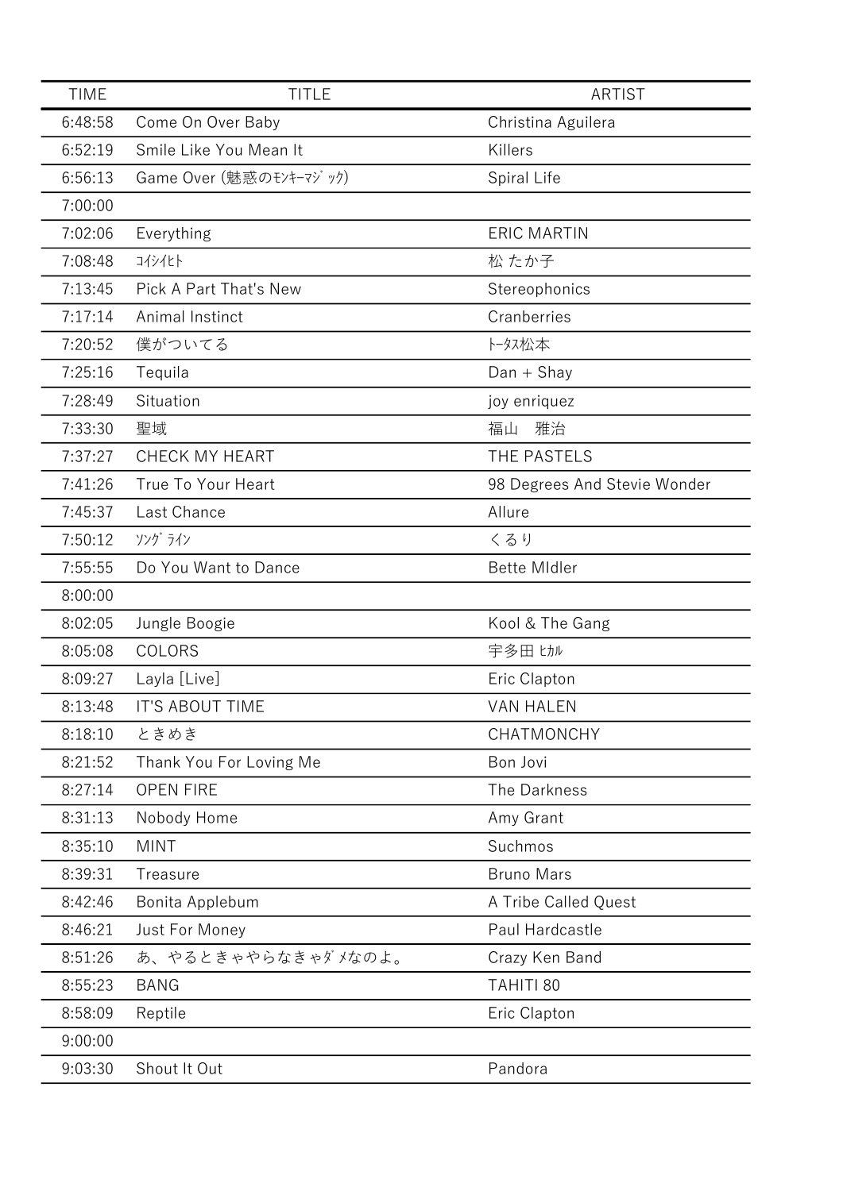| TIME | TITLE | ARTIST |
|---|---|---|
| 6:48:58 | Come On Over Baby | Christina Aguilera |
| 6:52:19 | Smile Like You Mean It | Killers |
| 6:56:13 | Game Over (魅惑のﾓﾝｷｰﾏｼﾞｯｸ) | Spiral Life |
| 7:00:00 | | |
| 7:02:06 | Everything | ERIC MARTIN |
| 7:08:48 | ｺｲｼｲﾋﾄ | 松 たか子 |
| 7:13:45 | Pick A Part That's New | Stereophonics |
| 7:17:14 | Animal Instinct | Cranberries |
| 7:20:52 | 僕がついてる | ﾄｰﾀｽ松本 |
| 7:25:16 | Tequila | Dan + Shay |
| 7:28:49 | Situation | joy enriquez |
| 7:33:30 | 聖域 | 福山　雅治 |
| 7:37:27 | CHECK MY HEART | THE PASTELS |
| 7:41:26 | True To Your Heart | 98 Degrees And Stevie Wonder |
| 7:45:37 | Last Chance | Allure |
| 7:50:12 | ｿﾝｸﾞ ﾗｲﾝ | くるり |
| 7:55:55 | Do You Want to Dance | Bette MIdler |
| 8:00:00 | | |
| 8:02:05 | Jungle Boogie | Kool & The Gang |
| 8:05:08 | COLORS | 宇多田 ﾋｶﾙ |
| 8:09:27 | Layla [Live] | Eric Clapton |
| 8:13:48 | IT'S ABOUT TIME | VAN HALEN |
| 8:18:10 | ときめき | CHATMONCHY |
| 8:21:52 | Thank You For Loving Me | Bon Jovi |
| 8:27:14 | OPEN FIRE | The Darkness |
| 8:31:13 | Nobody Home | Amy Grant |
| 8:35:10 | MINT | Suchmos |
| 8:39:31 | Treasure | Bruno Mars |
| 8:42:46 | Bonita Applebum | A Tribe Called Quest |
| 8:46:21 | Just For Money | Paul Hardcastle |
| 8:51:26 | あ、やるときゃやらなきゃﾀﾞﾒなのよ。 | Crazy Ken Band |
| 8:55:23 | BANG | TAHITI 80 |
| 8:58:09 | Reptile | Eric Clapton |
| 9:00:00 | | |
| 9:03:30 | Shout It Out | Pandora |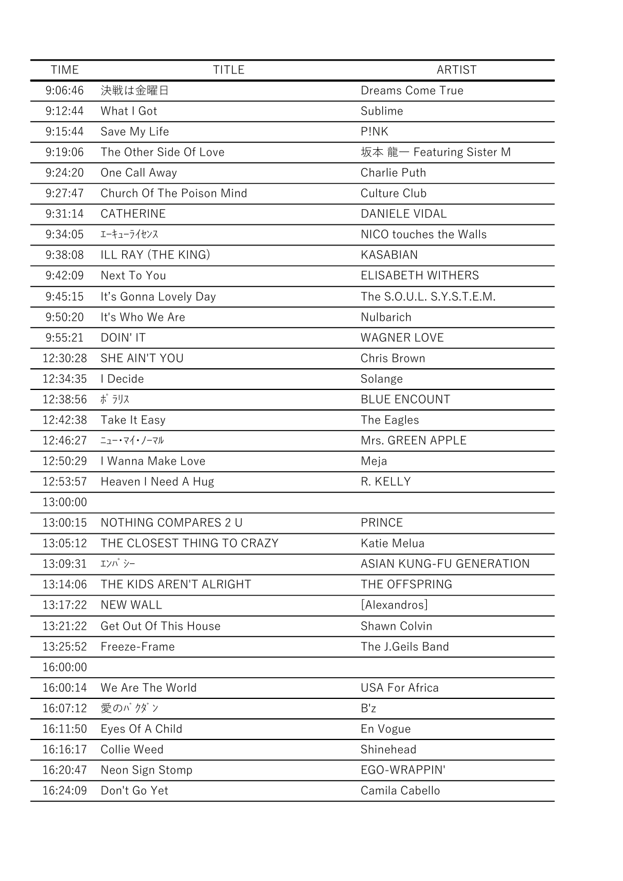| TIME | TITLE | ARTIST |
| --- | --- | --- |
| 9:06:46 | 決戦は金曜日 | Dreams Come True |
| 9:12:44 | What I Got | Sublime |
| 9:15:44 | Save My Life | P!NK |
| 9:19:06 | The Other Side Of Love | 坂本 龍一 Featuring Sister M |
| 9:24:20 | One Call Away | Charlie Puth |
| 9:27:47 | Church Of The Poison Mind | Culture Club |
| 9:31:14 | CATHERINE | DANIELE VIDAL |
| 9:34:05 | ｴｰｷｭｰﾗｲｾﾝｽ | NICO touches the Walls |
| 9:38:08 | ILL RAY (THE KING) | KASABIAN |
| 9:42:09 | Next To You | ELISABETH WITHERS |
| 9:45:15 | It's Gonna Lovely Day | The S.O.U.L. S.Y.S.T.E.M. |
| 9:50:20 | It's Who We Are | Nulbarich |
| 9:55:21 | DOIN' IT | WAGNER LOVE |
| 12:30:28 | SHE AIN'T YOU | Chris Brown |
| 12:34:35 | I Decide | Solange |
| 12:38:56 | ﾎﾟﾗﾘｽ | BLUE ENCOUNT |
| 12:42:38 | Take It Easy | The Eagles |
| 12:46:27 | ﾆｭｰ･ﾏｲ･ﾉｰﾏﾙ | Mrs. GREEN APPLE |
| 12:50:29 | I Wanna Make Love | Meja |
| 12:53:57 | Heaven I Need A Hug | R. KELLY |
| 13:00:00 | | |
| 13:00:15 | NOTHING COMPARES 2 U | PRINCE |
| 13:05:12 | THE CLOSEST THING TO CRAZY | Katie Melua |
| 13:09:31 | ｴﾝﾊﾟｼｰ | ASIAN KUNG-FU GENERATION |
| 13:14:06 | THE KIDS AREN'T ALRIGHT | THE OFFSPRING |
| 13:17:22 | NEW WALL | [Alexandros] |
| 13:21:22 | Get Out Of This House | Shawn Colvin |
| 13:25:52 | Freeze-Frame | The J.Geils Band |
| 16:00:00 | | |
| 16:00:14 | We Are The World | USA For Africa |
| 16:07:12 | 愛のﾊﾞｸﾀﾞﾝ | B'z |
| 16:11:50 | Eyes Of A Child | En Vogue |
| 16:16:17 | Collie Weed | Shinehead |
| 16:20:47 | Neon Sign Stomp | EGO-WRAPPIN' |
| 16:24:09 | Don't Go Yet | Camila Cabello |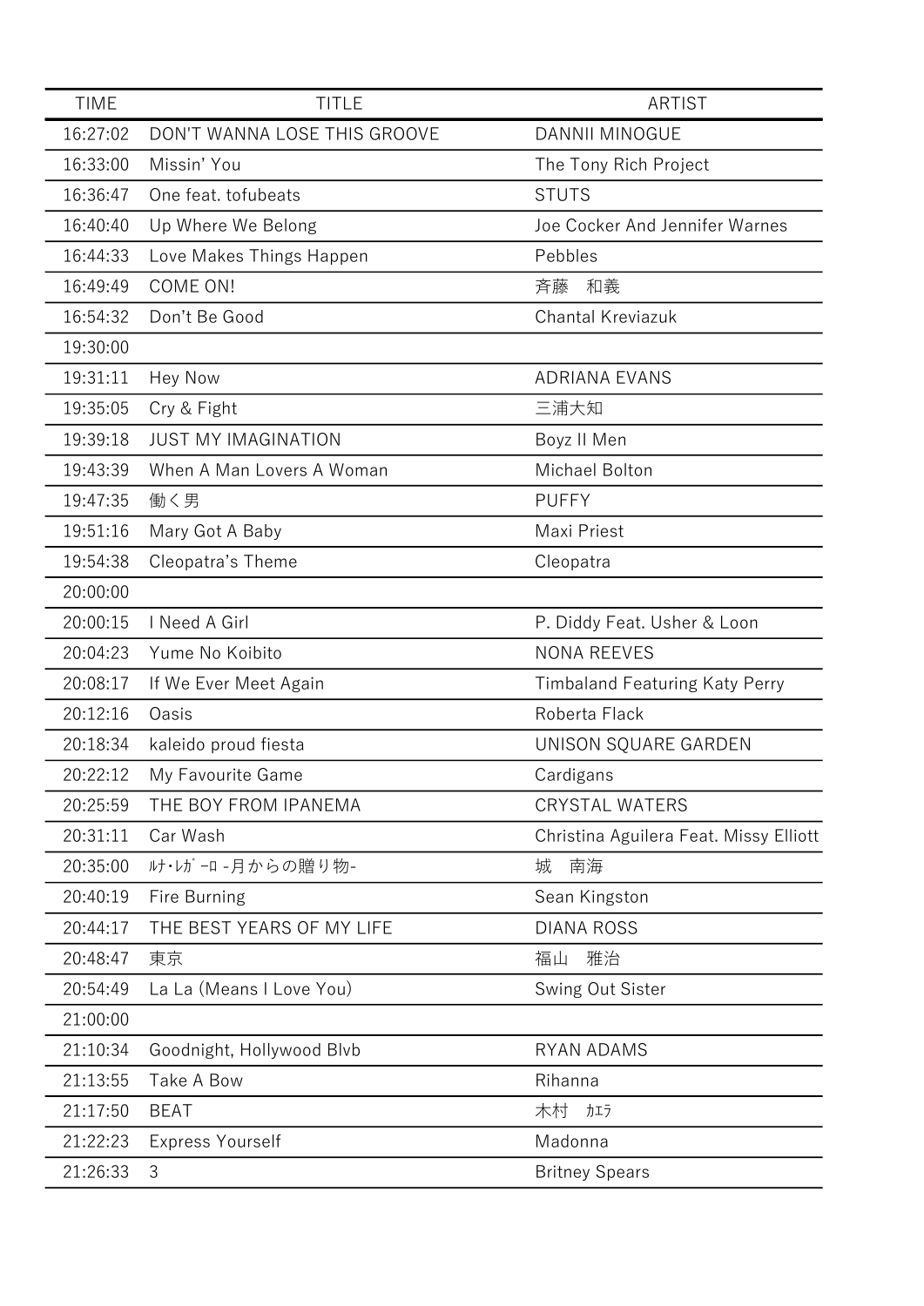| TIME | TITLE | ARTIST |
| --- | --- | --- |
| 16:27:02 | DON'T WANNA LOSE THIS GROOVE | DANNII MINOGUE |
| 16:33:00 | Missin' You | The Tony Rich Project |
| 16:36:47 | One feat. tofubeats | STUTS |
| 16:40:40 | Up Where We Belong | Joe Cocker And Jennifer Warnes |
| 16:44:33 | Love Makes Things Happen | Pebbles |
| 16:49:49 | COME ON! | 斉藤　和義 |
| 16:54:32 | Don't Be Good | Chantal Kreviazuk |
| 19:30:00 | | |
| 19:31:11 | Hey Now | ADRIANA EVANS |
| 19:35:05 | Cry & Fight | 三浦大知 |
| 19:39:18 | JUST MY IMAGINATION | Boyz II Men |
| 19:43:39 | When A Man Lovers A Woman | Michael Bolton |
| 19:47:35 | 働く男 | PUFFY |
| 19:51:16 | Mary Got A Baby | Maxi Priest |
| 19:54:38 | Cleopatra's Theme | Cleopatra |
| 20:00:00 | | |
| 20:00:15 | I Need A Girl | P. Diddy Feat. Usher & Loon |
| 20:04:23 | Yume No Koibito | NONA REEVES |
| 20:08:17 | If We Ever Meet Again | Timbaland Featuring Katy Perry |
| 20:12:16 | Oasis | Roberta Flack |
| 20:18:34 | kaleido proud fiesta | UNISON SQUARE GARDEN |
| 20:22:12 | My Favourite Game | Cardigans |
| 20:25:59 | THE BOY FROM IPANEMA | CRYSTAL WATERS |
| 20:31:11 | Car Wash | Christina Aguilera Feat. Missy Elliott |
| 20:35:00 | ﾙﾅ･ﾚｶﾞｰﾛ -月からの贈り物- | 城　南海 |
| 20:40:19 | Fire Burning | Sean Kingston |
| 20:44:17 | THE BEST YEARS OF MY LIFE | DIANA ROSS |
| 20:48:47 | 東京 | 福山　雅治 |
| 20:54:49 | La La (Means I Love You) | Swing Out Sister |
| 21:00:00 | | |
| 21:10:34 | Goodnight, Hollywood Blvb | RYAN ADAMS |
| 21:13:55 | Take A Bow | Rihanna |
| 21:17:50 | BEAT | 木村　ｶｴﾗ |
| 21:22:23 | Express Yourself | Madonna |
| 21:26:33 | 3 | Britney Spears |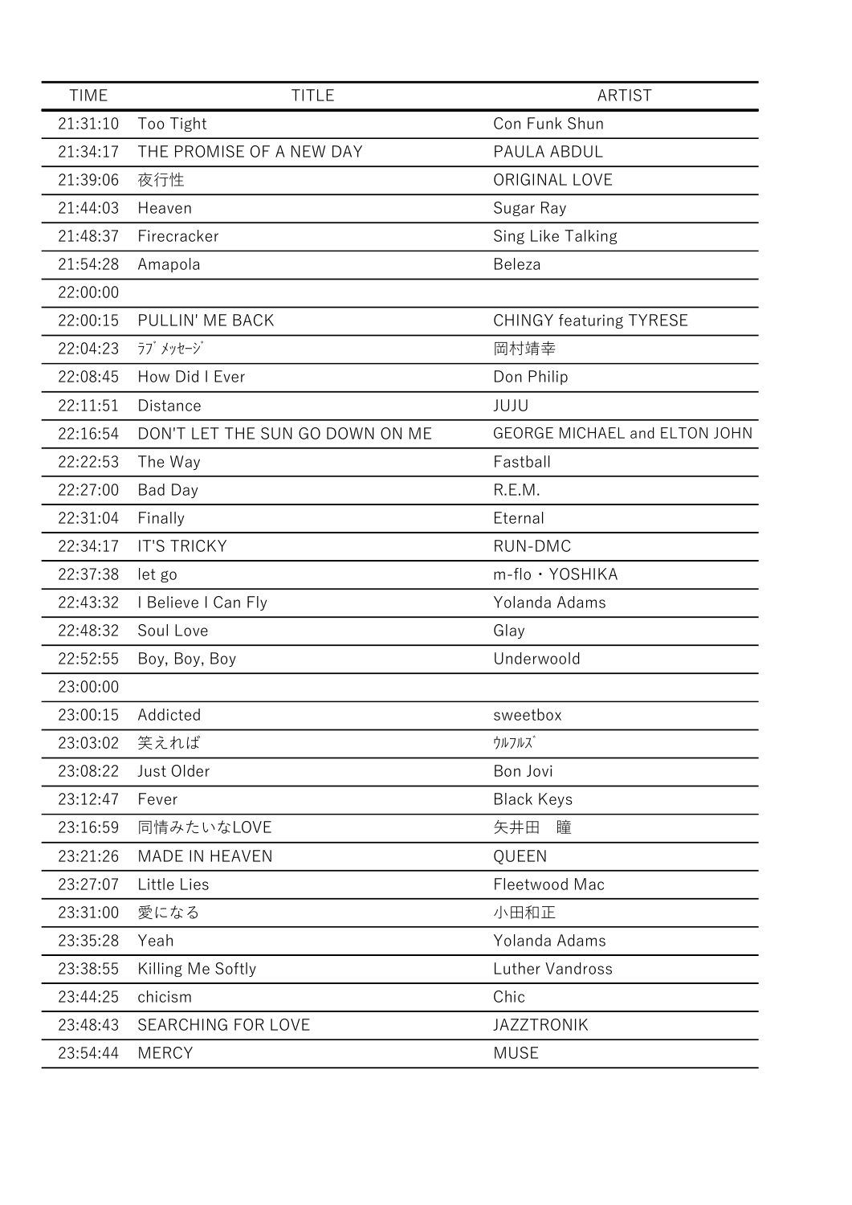| TIME | TITLE | ARTIST |
|---|---|---|
| 21:31:10 | Too Tight | Con Funk Shun |
| 21:34:17 | THE PROMISE OF A NEW DAY | PAULA ABDUL |
| 21:39:06 | 夜行性 | ORIGINAL LOVE |
| 21:44:03 | Heaven | Sugar Ray |
| 21:48:37 | Firecracker | Sing Like Talking |
| 21:54:28 | Amapola | Beleza |
| 22:00:00 | | |
| 22:00:15 | PULLIN' ME BACK | CHINGY featuring TYRESE |
| 22:04:23 | ﾗﾌﾞﾒｯｾｰｼﾞ | 岡村靖幸 |
| 22:08:45 | How Did I Ever | Don Philip |
| 22:11:51 | Distance | JUJU |
| 22:16:54 | DON'T LET THE SUN GO DOWN ON ME | GEORGE MICHAEL and ELTON JOHN |
| 22:22:53 | The Way | Fastball |
| 22:27:00 | Bad Day | R.E.M. |
| 22:31:04 | Finally | Eternal |
| 22:34:17 | IT'S TRICKY | RUN-DMC |
| 22:37:38 | let go | m-flo・YOSHIKA |
| 22:43:32 | I Believe I Can Fly | Yolanda Adams |
| 22:48:32 | Soul Love | Glay |
| 22:52:55 | Boy, Boy, Boy | Underwoold |
| 23:00:00 | | |
| 23:00:15 | Addicted | sweetbox |
| 23:03:02 | 笑えれば | ｳﾙﾌﾙｽﾞ |
| 23:08:22 | Just Older | Bon Jovi |
| 23:12:47 | Fever | Black Keys |
| 23:16:59 | 同情みたいなLOVE | 矢井田　瞳 |
| 23:21:26 | MADE IN HEAVEN | QUEEN |
| 23:27:07 | Little Lies | Fleetwood Mac |
| 23:31:00 | 愛になる | 小田和正 |
| 23:35:28 | Yeah | Yolanda Adams |
| 23:38:55 | Killing Me Softly | Luther Vandross |
| 23:44:25 | chicism | Chic |
| 23:48:43 | SEARCHING FOR LOVE | JAZZTRONIK |
| 23:54:44 | MERCY | MUSE |